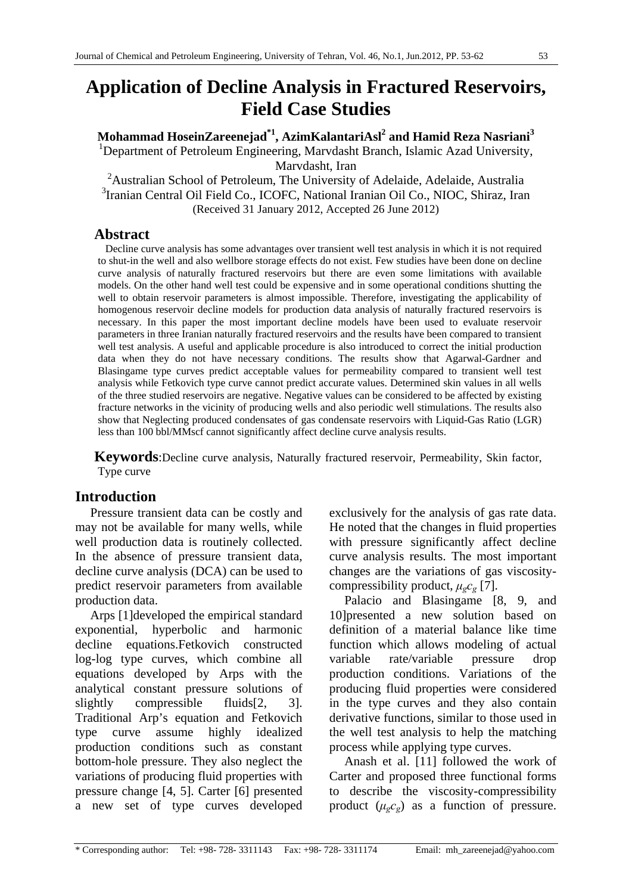# Application of Decline Analysis in Fractured Reservoirs, Field Case Studies

**Mohammad HoseinZareenejad*[1], AzimKalantariAsl[2] and Hamid Reza Nasriani[3]**

[1]Department of Petroleum Engineering, Marvdasht Branch, Islamic Azad University, Marvdasht, Iran

[2]Australian School of Petroleum, The University of Adelaide, Adelaide, Australia

[3]Iranian Central Oil Field Co., ICOFC, National Iranian Oil Co., NIOC, Shiraz, Iran

(Received 31 January 2012, Accepted 26 June 2012)

## Abstract

Decline curve analysis has some advantages over transient well test analysis in which it is not required to shut-in the well and also wellbore storage effects do not exist. Few studies have been done on decline curve analysis of naturally fractured reservoirs but there are even some limitations with available models. On the other hand well test could be expensive and in some operational conditions shutting the well to obtain reservoir parameters is almost impossible. Therefore, investigating the applicability of homogenous reservoir decline models for production data analysis of naturally fractured reservoirs is necessary. In this paper the most important decline models have been used to evaluate reservoir parameters in three Iranian naturally fractured reservoirs and the results have been compared to transient well test analysis. A useful and applicable procedure is also introduced to correct the initial production data when they do not have necessary conditions. The results show that Agarwal-Gardner and Blasingame type curves predict acceptable values for permeability compared to transient well test analysis while Fetkovich type curve cannot predict accurate values. Determined skin values in all wells of the three studied reservoirs are negative. Negative values can be considered to be affected by existing fracture networks in the vicinity of producing wells and also periodic well stimulations. The results also show that Neglecting produced condensates of gas condensate reservoirs with Liquid-Gas Ratio (LGR) less than 100 bbl/MMscf cannot significantly affect decline curve analysis results.

**Keywords**:Decline curve analysis, Naturally fractured reservoir, Permeability, Skin factor, Type curve

## Introduction

Pressure transient data can be costly and may not be available for many wells, while well production data is routinely collected. In the absence of pressure transient data, decline curve analysis (DCA) can be used to predict reservoir parameters from available production data.

Arps [1]developed the empirical standard exponential, hyperbolic and harmonic decline equations.Fetkovich constructed log-log type curves, which combine all equations developed by Arps with the analytical constant pressure solutions of slightly compressible fluids[2, 3]. Traditional Arp's equation and Fetkovich type curve assume highly idealized production conditions such as constant bottom-hole pressure. They also neglect the variations of producing fluid properties with pressure change [4, 5]. Carter [6] presented a new set of type curves developed exclusively for the analysis of gas rate data. He noted that the changes in fluid properties with pressure significantly affect decline curve analysis results. The most important changes are the variations of gas viscosity-compressibility product, $\mu_g c_g$ [7].

Palacio and Blasingame [8, 9, and 10]presented a new solution based on definition of a material balance like time function which allows modeling of actual variable rate/variable pressure drop production conditions. Variations of the producing fluid properties were considered in the type curves and they also contain derivative functions, similar to those used in the well test analysis to help the matching process while applying type curves.

Anash et al. [11] followed the work of Carter and proposed three functional forms to describe the viscosity-compressibility product ($\mu_g c_g$) as a function of pressure.

* Corresponding author: Tel: +98- 728- 3311143 Fax: +98- 728- 3311174 Email: mh_zareenejad@yahoo.com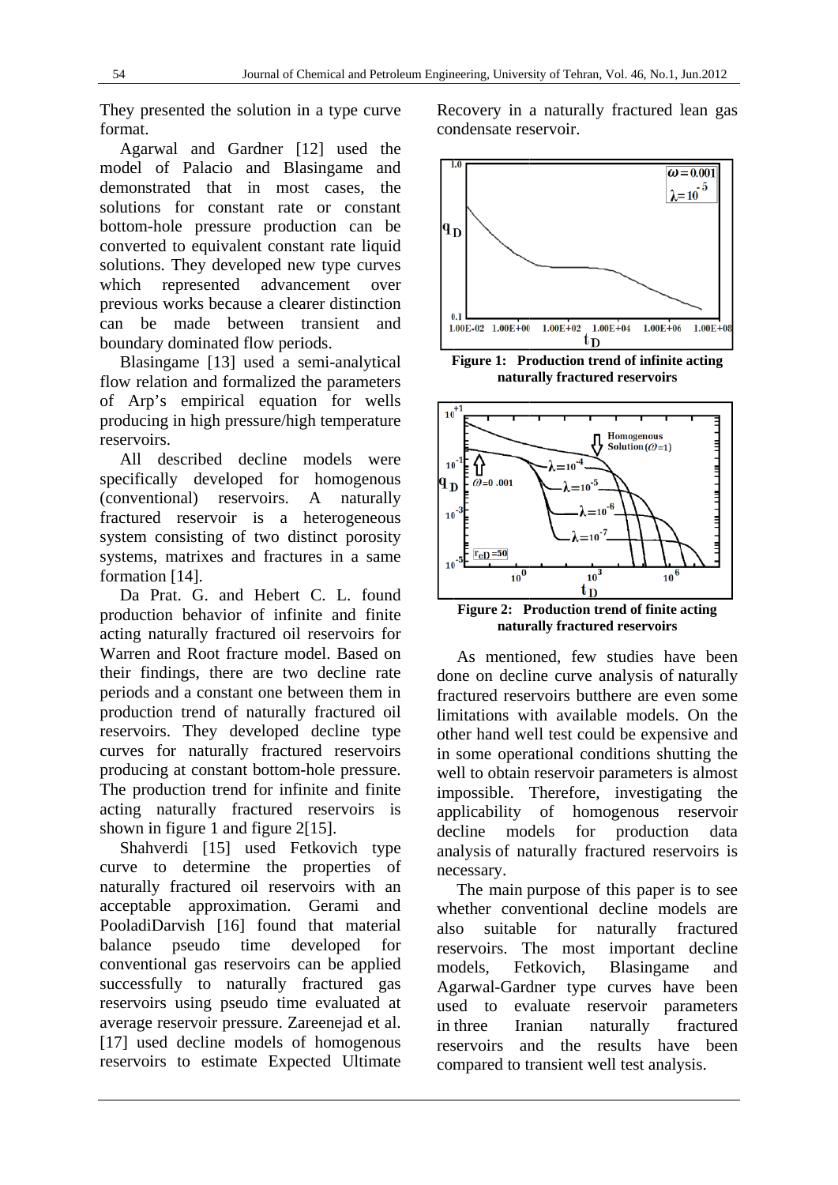They presented the solution in a type curve format.

Agarwal and Gardner [12] used the model of Palacio and Blasingame and demonstrated that in most cases, the solutions for constant rate or constant bottom-hole pressure production can be converted to equivalent constant rate liquid solutions. They developed new type curves which represented advancement over previous works because a clearer distinction can be made between transient and boundary dominated flow periods.

Blasingame [13] used a semi-analytical flow relation and formalized the parameters of Arp's empirical equation for wells producing in high pressure/high temperature reservoirs.

All described decline models were specifically developed for homogenous (conventional) reservoirs. A naturally fractured reservoir is a heterogeneous system consisting of two distinct porosity systems, matrixes and fractures in a same formation [14].

Da Prat. G. and Hebert C. L. found production behavior of infinite and finite acting naturally fractured oil reservoirs for Warren and Root fracture model. Based on their findings, there are two decline rate periods and a constant one between them in production trend of naturally fractured oil reservoirs. They developed decline type curves for naturally fractured reservoirs producing at constant bottom-hole pressure. The production trend for infinite and finite acting naturally fractured reservoirs is shown in figure 1 and figure 2[15].

Shahverdi [15] used Fetkovich type curve to determine the properties of naturally fractured oil reservoirs with an acceptable approximation. Gerami and PooladiDarvish [16] found that material balance pseudo time developed for conventional gas reservoirs can be applied successfully to naturally fractured gas reservoirs using pseudo time evaluated at average reservoir pressure. Zareenejad et al. [17] used decline models of homogenous reservoirs to estimate Expected Ultimate Recovery in a naturally fractured lean gas condensate reservoir.

**Figure 1: Production trend of infinite acting naturally fractured reservoirs**

**Figure 2: Production trend of finite acting naturally fractured reservoirs**

As mentioned, few studies have been done on decline curve analysis of naturally fractured reservoirs butthere are even some limitations with available models. On the other hand well test could be expensive and in some operational conditions shutting the well to obtain reservoir parameters is almost impossible. Therefore, investigating the applicability of homogenous reservoir decline models for production data analysis of naturally fractured reservoirs is necessary.

The main purpose of this paper is to see whether conventional decline models are also suitable for naturally fractured reservoirs. The most important decline models, Fetkovich, Blasingame and Agarwal-Gardner type curves have been used to evaluate reservoir parameters in three Iranian naturally fractured reservoirs and the results have been compared to transient well test analysis.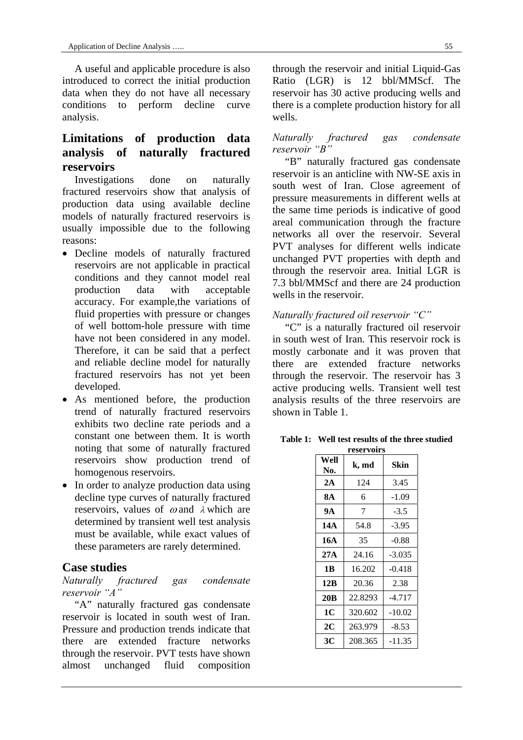A useful and applicable procedure is also introduced to correct the initial production data when they do not have all necessary conditions to perform decline curve analysis.

## Limitations of production data analysis of naturally fractured reservoirs

Investigations done on naturally fractured reservoirs show that analysis of production data using available decline models of naturally fractured reservoirs is usually impossible due to the following reasons:

- Decline models of naturally fractured reservoirs are not applicable in practical conditions and they cannot model real production data with acceptable accuracy. For example,the variations of fluid properties with pressure or changes of well bottom-hole pressure with time have not been considered in any model. Therefore, it can be said that a perfect and reliable decline model for naturally fractured reservoirs has not yet been developed.
- As mentioned before, the production trend of naturally fractured reservoirs exhibits two decline rate periods and a constant one between them. It is worth noting that some of naturally fractured reservoirs show production trend of homogenous reservoirs.
- In order to analyze production data using decline type curves of naturally fractured reservoirs, values of $\omega$ and $\lambda$ which are determined by transient well test analysis must be available, while exact values of these parameters are rarely determined.

## Case studies

*Naturally fractured gas condensate reservoir "A"*

"A" naturally fractured gas condensate reservoir is located in south west of Iran. Pressure and production trends indicate that there are extended fracture networks through the reservoir. PVT tests have shown almost unchanged fluid composition through the reservoir and initial Liquid-Gas Ratio (LGR) is 12 bbl/MMScf. The reservoir has 30 active producing wells and there is a complete production history for all wells.

*Naturally fractured gas condensate reservoir "B"*

"B" naturally fractured gas condensate reservoir is an anticline with NW-SE axis in south west of Iran. Close agreement of pressure measurements in different wells at the same time periods is indicative of good areal communication through the fracture networks all over the reservoir. Several PVT analyses for different wells indicate unchanged PVT properties with depth and through the reservoir area. Initial LGR is 7.3 bbl/MMScf and there are 24 production wells in the reservoir.

*Naturally fractured oil reservoir "C"*

"C" is a naturally fractured oil reservoir in south west of Iran. This reservoir rock is mostly carbonate and it was proven that there are extended fracture networks through the reservoir. The reservoir has 3 active producing wells. Transient well test analysis results of the three reservoirs are shown in Table 1.

**Table 1: Well test results of the three studied reservoirs**

| Well No. | k, md | Skin |
|---|---|---|
| **2A** | 124 | 3.45 |
| **8A** | 6 | -1.09 |
| **9A** | 7 | -3.5 |
| **14A** | 54.8 | -3.95 |
| **16A** | 35 | -0.88 |
| **27A** | 24.16 | -3.035 |
| **1B** | 16.202 | -0.418 |
| **12B** | 20.36 | 2.38 |
| **20B** | 22.8293 | -4.717 |
| **1C** | 320.602 | -10.02 |
| **2C** | 263.979 | -8.53 |
| **3C** | 208.365 | -11.35 |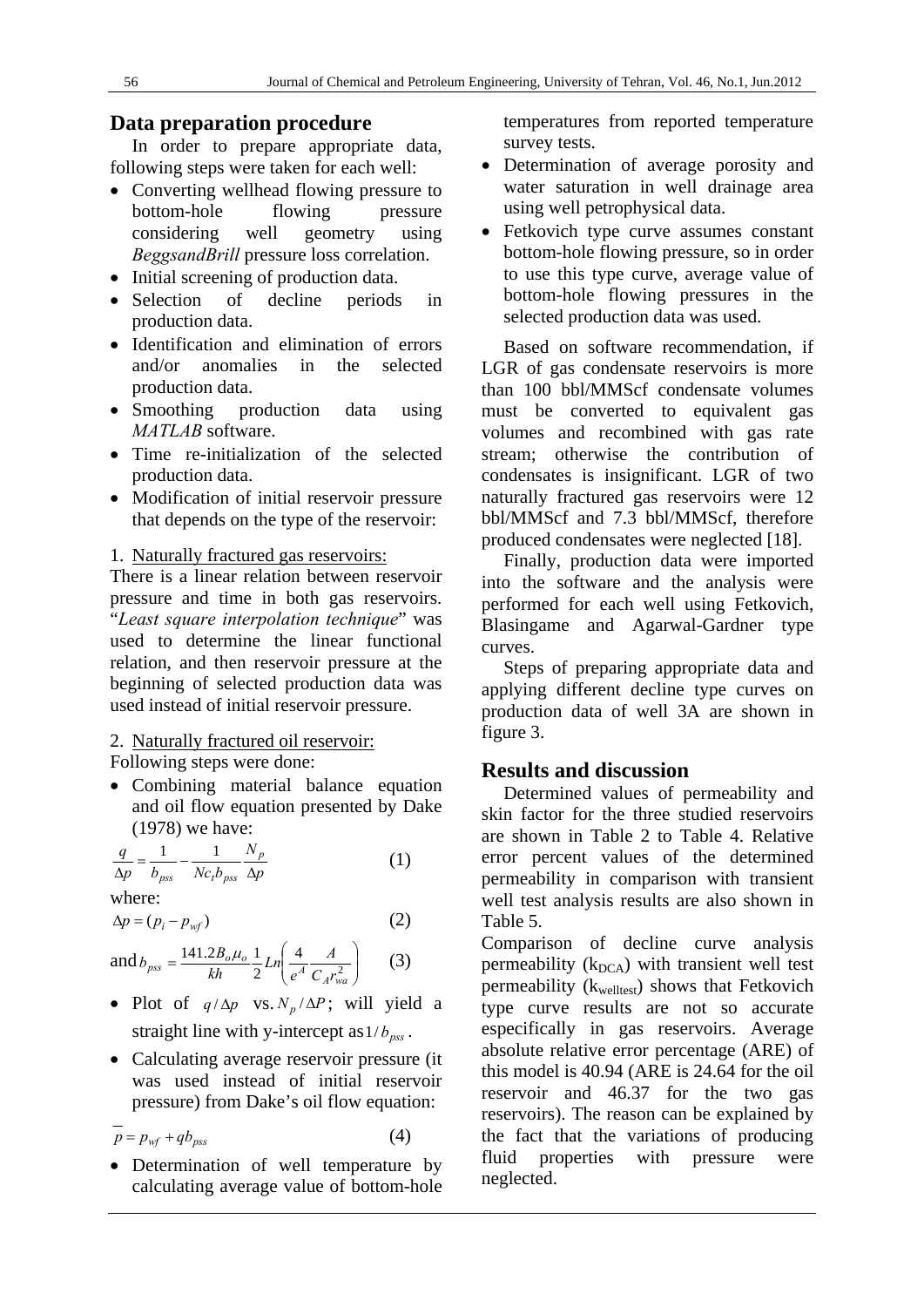## Data preparation procedure

In order to prepare appropriate data, following steps were taken for each well:

- Converting wellhead flowing pressure to bottom-hole flowing pressure considering well geometry using *BeggsandBrill* pressure loss correlation.
- Initial screening of production data.
- Selection of decline periods in production data.
- Identification and elimination of errors and/or anomalies in the selected production data.
- Smoothing production data using *MATLAB* software.
- Time re-initialization of the selected production data.
- Modification of initial reservoir pressure that depends on the type of the reservoir:

1. Naturally fractured gas reservoirs:

There is a linear relation between reservoir pressure and time in both gas reservoirs. "*Least square interpolation technique*" was used to determine the linear functional relation, and then reservoir pressure at the beginning of selected production data was used instead of initial reservoir pressure.

2. Naturally fractured oil reservoir:

Following steps were done:

- Combining material balance equation and oil flow equation presented by Dake (1978) we have:

$$\frac{q}{\Delta p} = \frac{1}{b_{pss}} - \frac{1}{Nc_t b_{pss}} \frac{N_p}{\Delta p} \tag{1}$$

where:

$$\Delta p = (p_i - p_{wf}) \tag{2}$$

and $$b_{pss} = \frac{141.2 B_o \mu_o}{kh} \frac{1}{2} Ln\left(\frac{4}{e^A} \frac{A}{C_A r_{wa}^2}\right) \tag{3}$$

- Plot of $q/\Delta p$ vs. $N_p/\Delta P$; will yield a straight line with y-intercept as $1/b_{pss}$.
- Calculating average reservoir pressure (it was used instead of initial reservoir pressure) from Dake's oil flow equation:

$$\overline{p} = p_{wf} + q b_{pss} \tag{4}$$

- Determination of well temperature by calculating average value of bottom-hole temperatures from reported temperature survey tests.
- Determination of average porosity and water saturation in well drainage area using well petrophysical data.
- Fetkovich type curve assumes constant bottom-hole flowing pressure, so in order to use this type curve, average value of bottom-hole flowing pressures in the selected production data was used.

Based on software recommendation, if LGR of gas condensate reservoirs is more than 100 bbl/MMScf condensate volumes must be converted to equivalent gas volumes and recombined with gas rate stream; otherwise the contribution of condensates is insignificant. LGR of two naturally fractured gas reservoirs were 12 bbl/MMScf and 7.3 bbl/MMScf, therefore produced condensates were neglected [18].

Finally, production data were imported into the software and the analysis were performed for each well using Fetkovich, Blasingame and Agarwal-Gardner type curves.

Steps of preparing appropriate data and applying different decline type curves on production data of well 3A are shown in figure 3.

## Results and discussion

Determined values of permeability and skin factor for the three studied reservoirs are shown in Table 2 to Table 4. Relative error percent values of the determined permeability in comparison with transient well test analysis results are also shown in Table 5.

Comparison of decline curve analysis permeability ($k_{DCA}$) with transient well test permeability ($k_{welltest}$) shows that Fetkovich type curve results are not so accurate especifically in gas reservoirs. Average absolute relative error percentage (ARE) of this model is 40.94 (ARE is 24.64 for the oil reservoir and 46.37 for the two gas reservoirs). The reason can be explained by the fact that the variations of producing fluid properties with pressure were neglected.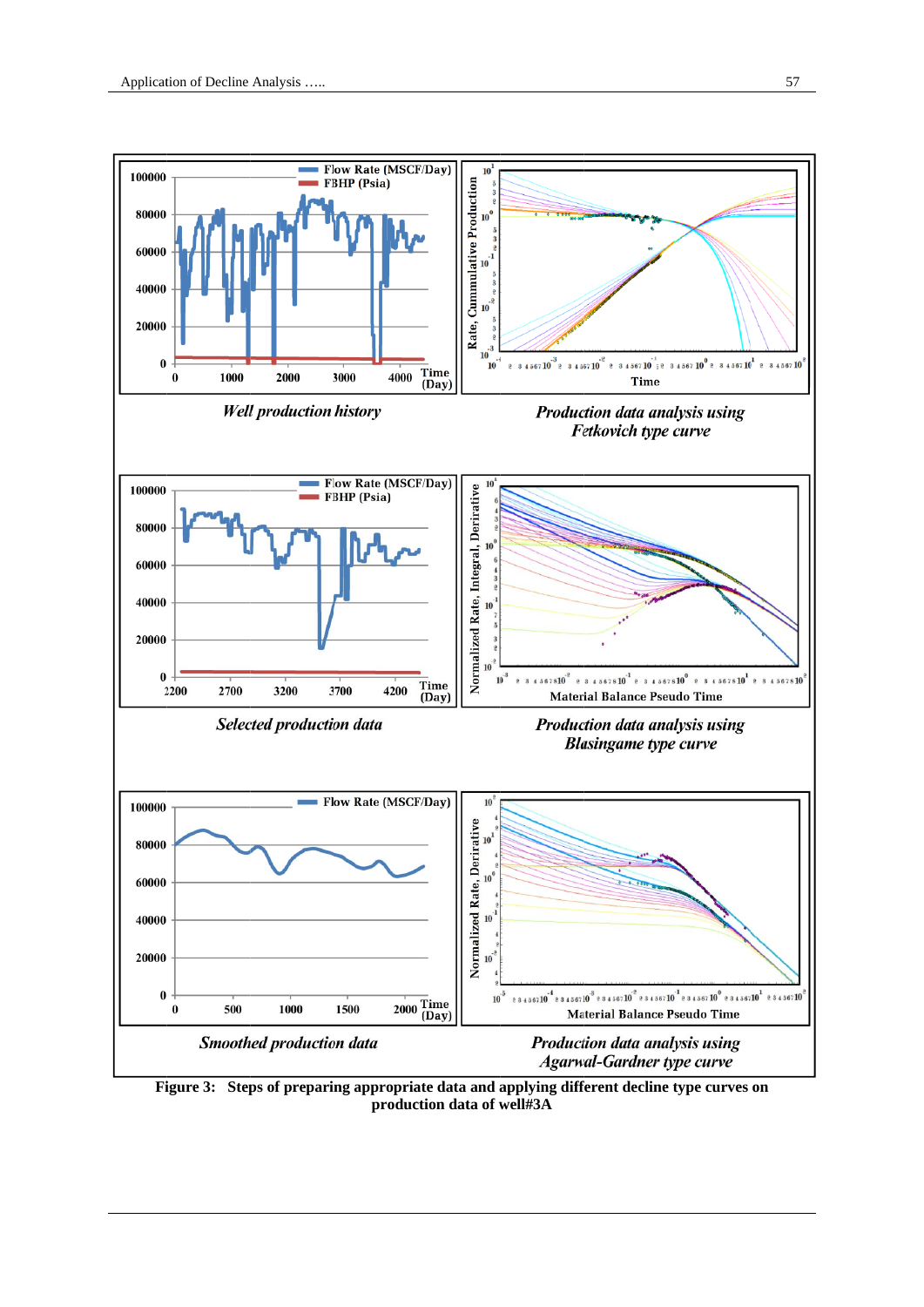*Well production history*

*Production data analysis using Fetkovich type curve*

*Selected production data*

*Production data analysis using Blasingame type curve*

*Smoothed production data*

*Production data analysis using Agarwal-Gardner type curve*

**Figure 3: Steps of preparing appropriate data and applying different decline type curves on production data of well#3A**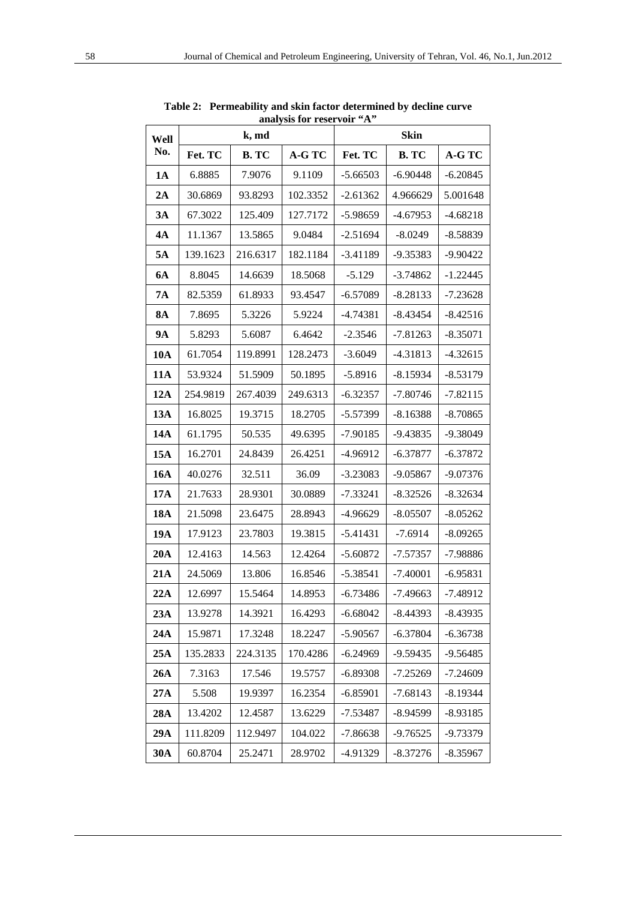**Table 2: Permeability and skin factor determined by decline curve analysis for reservoir "A"**

| Well No. | k, md | | | Skin | | |
|---|---|---|---|---|---|---|
| | Fet. TC | B. TC | A-G TC | Fet. TC | B. TC | A-G TC |
| **1A** | 6.8885 | 7.9076 | 9.1109 | -5.66503 | -6.90448 | -6.20845 |
| **2A** | 30.6869 | 93.8293 | 102.3352 | -2.61362 | 4.966629 | 5.001648 |
| **3A** | 67.3022 | 125.409 | 127.7172 | -5.98659 | -4.67953 | -4.68218 |
| **4A** | 11.1367 | 13.5865 | 9.0484 | -2.51694 | -8.0249 | -8.58839 |
| **5A** | 139.1623 | 216.6317 | 182.1184 | -3.41189 | -9.35383 | -9.90422 |
| **6A** | 8.8045 | 14.6639 | 18.5068 | -5.129 | -3.74862 | -1.22445 |
| **7A** | 82.5359 | 61.8933 | 93.4547 | -6.57089 | -8.28133 | -7.23628 |
| **8A** | 7.8695 | 5.3226 | 5.9224 | -4.74381 | -8.43454 | -8.42516 |
| **9A** | 5.8293 | 5.6087 | 6.4642 | -2.3546 | -7.81263 | -8.35071 |
| **10A** | 61.7054 | 119.8991 | 128.2473 | -3.6049 | -4.31813 | -4.32615 |
| **11A** | 53.9324 | 51.5909 | 50.1895 | -5.8916 | -8.15934 | -8.53179 |
| **12A** | 254.9819 | 267.4039 | 249.6313 | -6.32357 | -7.80746 | -7.82115 |
| **13A** | 16.8025 | 19.3715 | 18.2705 | -5.57399 | -8.16388 | -8.70865 |
| **14A** | 61.1795 | 50.535 | 49.6395 | -7.90185 | -9.43835 | -9.38049 |
| **15A** | 16.2701 | 24.8439 | 26.4251 | -4.96912 | -6.37877 | -6.37872 |
| **16A** | 40.0276 | 32.511 | 36.09 | -3.23083 | -9.05867 | -9.07376 |
| **17A** | 21.7633 | 28.9301 | 30.0889 | -7.33241 | -8.32526 | -8.32634 |
| **18A** | 21.5098 | 23.6475 | 28.8943 | -4.96629 | -8.05507 | -8.05262 |
| **19A** | 17.9123 | 23.7803 | 19.3815 | -5.41431 | -7.6914 | -8.09265 |
| **20A** | 12.4163 | 14.563 | 12.4264 | -5.60872 | -7.57357 | -7.98886 |
| **21A** | 24.5069 | 13.806 | 16.8546 | -5.38541 | -7.40001 | -6.95831 |
| **22A** | 12.6997 | 15.5464 | 14.8953 | -6.73486 | -7.49663 | -7.48912 |
| **23A** | 13.9278 | 14.3921 | 16.4293 | -6.68042 | -8.44393 | -8.43935 |
| **24A** | 15.9871 | 17.3248 | 18.2247 | -5.90567 | -6.37804 | -6.36738 |
| **25A** | 135.2833 | 224.3135 | 170.4286 | -6.24969 | -9.59435 | -9.56485 |
| **26A** | 7.3163 | 17.546 | 19.5757 | -6.89308 | -7.25269 | -7.24609 |
| **27A** | 5.508 | 19.9397 | 16.2354 | -6.85901 | -7.68143 | -8.19344 |
| **28A** | 13.4202 | 12.4587 | 13.6229 | -7.53487 | -8.94599 | -8.93185 |
| **29A** | 111.8209 | 112.9497 | 104.022 | -7.86638 | -9.76525 | -9.73379 |
| **30A** | 60.8704 | 25.2471 | 28.9702 | -4.91329 | -8.37276 | -8.35967 |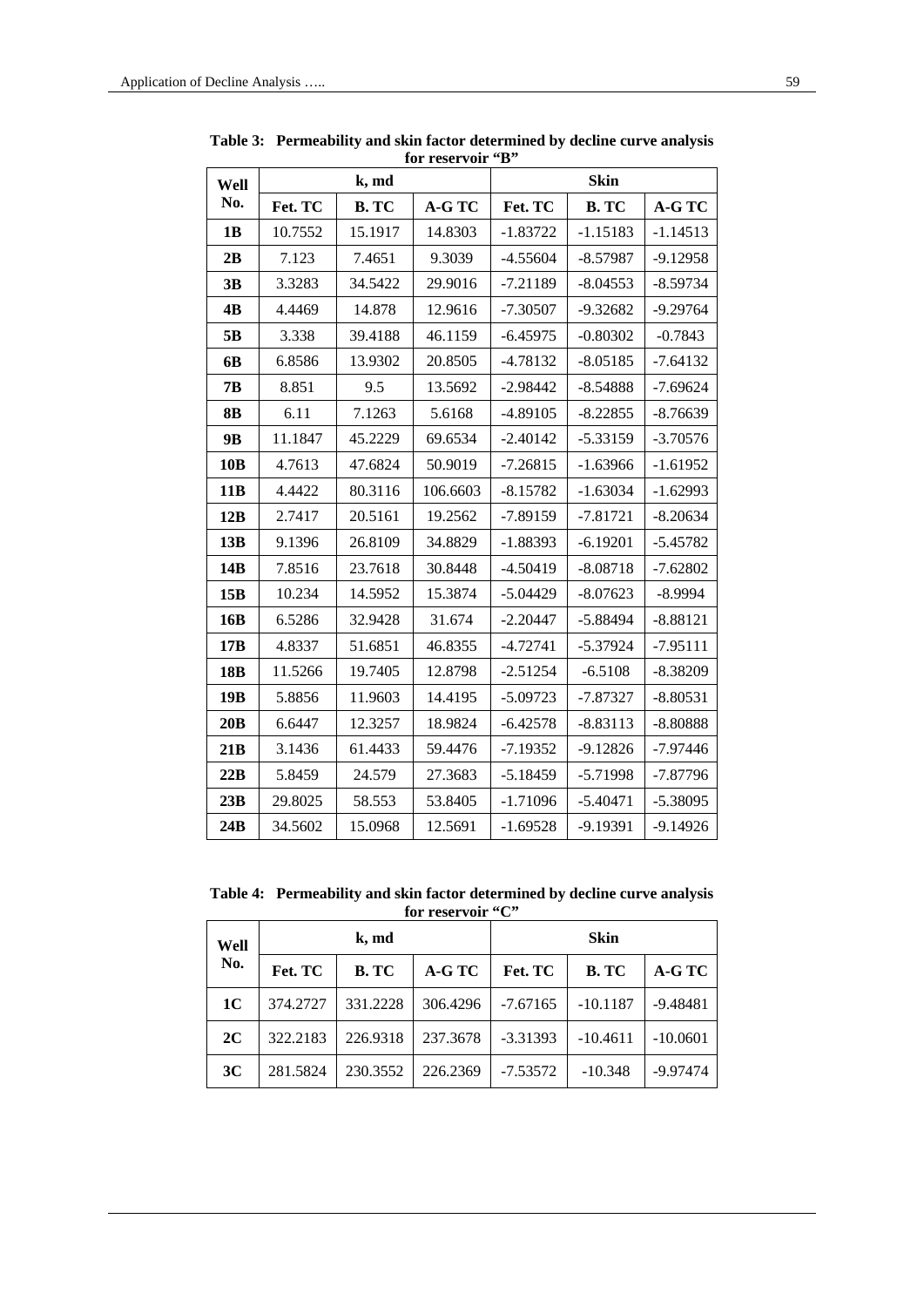**Table 3: Permeability and skin factor determined by decline curve analysis for reservoir "B"**

| Well No. | k, md | | | Skin | | |
|---|---|---|---|---|---|---|
| | Fet. TC | B. TC | A-G TC | Fet. TC | B. TC | A-G TC |
| **1B** | 10.7552 | 15.1917 | 14.8303 | -1.83722 | -1.15183 | -1.14513 |
| **2B** | 7.123 | 7.4651 | 9.3039 | -4.55604 | -8.57987 | -9.12958 |
| **3B** | 3.3283 | 34.5422 | 29.9016 | -7.21189 | -8.04553 | -8.59734 |
| **4B** | 4.4469 | 14.878 | 12.9616 | -7.30507 | -9.32682 | -9.29764 |
| **5B** | 3.338 | 39.4188 | 46.1159 | -6.45975 | -0.80302 | -0.7843 |
| **6B** | 6.8586 | 13.9302 | 20.8505 | -4.78132 | -8.05185 | -7.64132 |
| **7B** | 8.851 | 9.5 | 13.5692 | -2.98442 | -8.54888 | -7.69624 |
| **8B** | 6.11 | 7.1263 | 5.6168 | -4.89105 | -8.22855 | -8.76639 |
| **9B** | 11.1847 | 45.2229 | 69.6534 | -2.40142 | -5.33159 | -3.70576 |
| **10B** | 4.7613 | 47.6824 | 50.9019 | -7.26815 | -1.63966 | -1.61952 |
| **11B** | 4.4422 | 80.3116 | 106.6603 | -8.15782 | -1.63034 | -1.62993 |
| **12B** | 2.7417 | 20.5161 | 19.2562 | -7.89159 | -7.81721 | -8.20634 |
| **13B** | 9.1396 | 26.8109 | 34.8829 | -1.88393 | -6.19201 | -5.45782 |
| **14B** | 7.8516 | 23.7618 | 30.8448 | -4.50419 | -8.08718 | -7.62802 |
| **15B** | 10.234 | 14.5952 | 15.3874 | -5.04429 | -8.07623 | -8.9994 |
| **16B** | 6.5286 | 32.9428 | 31.674 | -2.20447 | -5.88494 | -8.88121 |
| **17B** | 4.8337 | 51.6851 | 46.8355 | -4.72741 | -5.37924 | -7.95111 |
| **18B** | 11.5266 | 19.7405 | 12.8798 | -2.51254 | -6.5108 | -8.38209 |
| **19B** | 5.8856 | 11.9603 | 14.4195 | -5.09723 | -7.87327 | -8.80531 |
| **20B** | 6.6447 | 12.3257 | 18.9824 | -6.42578 | -8.83113 | -8.80888 |
| **21B** | 3.1436 | 61.4433 | 59.4476 | -7.19352 | -9.12826 | -7.97446 |
| **22B** | 5.8459 | 24.579 | 27.3683 | -5.18459 | -5.71998 | -7.87796 |
| **23B** | 29.8025 | 58.553 | 53.8405 | -1.71096 | -5.40471 | -5.38095 |
| **24B** | 34.5602 | 15.0968 | 12.5691 | -1.69528 | -9.19391 | -9.14926 |

**Table 4: Permeability and skin factor determined by decline curve analysis for reservoir "C"**

| Well No. | k, md | | | Skin | | |
|---|---|---|---|---|---|---|
| | Fet. TC | B. TC | A-G TC | Fet. TC | B. TC | A-G TC |
| **1C** | 374.2727 | 331.2228 | 306.4296 | -7.67165 | -10.1187 | -9.48481 |
| **2C** | 322.2183 | 226.9318 | 237.3678 | -3.31393 | -10.4611 | -10.0601 |
| **3C** | 281.5824 | 230.3552 | 226.2369 | -7.53572 | -10.348 | -9.97474 |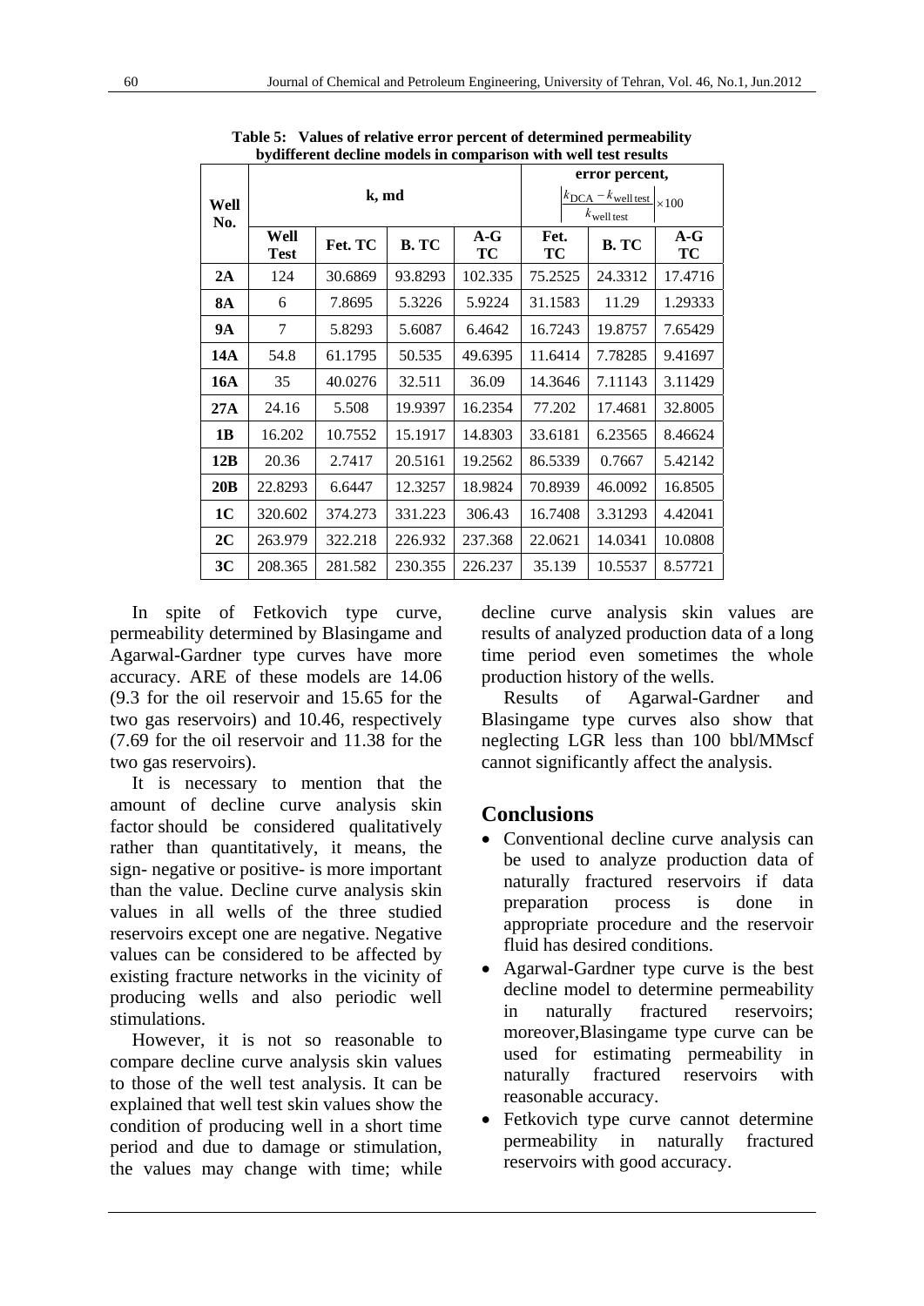**Table 5: Values of relative error percent of determined permeability bydifferent decline models in comparison with well test results**

| Well No. | k, md | | | | error percent, $\left\|\frac{k_{\text{DCA}} - k_{\text{well test}}}{k_{\text{well test}}}\right\| \times 100$ | | |
|---|---|---|---|---|---|---|---|
| | **Well Test** | **Fet. TC** | **B. TC** | **A-G TC** | **Fet. TC** | **B. TC** | **A-G TC** |
| **2A** | 124 | 30.6869 | 93.8293 | 102.335 | 75.2525 | 24.3312 | 17.4716 |
| **8A** | 6 | 7.8695 | 5.3226 | 5.9224 | 31.1583 | 11.29 | 1.29333 |
| **9A** | 7 | 5.8293 | 5.6087 | 6.4642 | 16.7243 | 19.8757 | 7.65429 |
| **14A** | 54.8 | 61.1795 | 50.535 | 49.6395 | 11.6414 | 7.78285 | 9.41697 |
| **16A** | 35 | 40.0276 | 32.511 | 36.09 | 14.3646 | 7.11143 | 3.11429 |
| **27A** | 24.16 | 5.508 | 19.9397 | 16.2354 | 77.202 | 17.4681 | 32.8005 |
| **1B** | 16.202 | 10.7552 | 15.1917 | 14.8303 | 33.6181 | 6.23565 | 8.46624 |
| **12B** | 20.36 | 2.7417 | 20.5161 | 19.2562 | 86.5339 | 0.7667 | 5.42142 |
| **20B** | 22.8293 | 6.6447 | 12.3257 | 18.9824 | 70.8939 | 46.0092 | 16.8505 |
| **1C** | 320.602 | 374.273 | 331.223 | 306.43 | 16.7408 | 3.31293 | 4.42041 |
| **2C** | 263.979 | 322.218 | 226.932 | 237.368 | 22.0621 | 14.0341 | 10.0808 |
| **3C** | 208.365 | 281.582 | 230.355 | 226.237 | 35.139 | 10.5537 | 8.57721 |

In spite of Fetkovich type curve, permeability determined by Blasingame and Agarwal-Gardner type curves have more accuracy. ARE of these models are 14.06 (9.3 for the oil reservoir and 15.65 for the two gas reservoirs) and 10.46, respectively (7.69 for the oil reservoir and 11.38 for the two gas reservoirs).

It is necessary to mention that the amount of decline curve analysis skin factor should be considered qualitatively rather than quantitatively, it means, the sign- negative or positive- is more important than the value. Decline curve analysis skin values in all wells of the three studied reservoirs except one are negative. Negative values can be considered to be affected by existing fracture networks in the vicinity of producing wells and also periodic well stimulations.

However, it is not so reasonable to compare decline curve analysis skin values to those of the well test analysis. It can be explained that well test skin values show the condition of producing well in a short time period and due to damage or stimulation, the values may change with time; while decline curve analysis skin values are results of analyzed production data of a long time period even sometimes the whole production history of the wells.

Results of Agarwal-Gardner and Blasingame type curves also show that neglecting LGR less than 100 bbl/MMscf cannot significantly affect the analysis.

## Conclusions

- Conventional decline curve analysis can be used to analyze production data of naturally fractured reservoirs if data preparation process is done in appropriate procedure and the reservoir fluid has desired conditions.
- Agarwal-Gardner type curve is the best decline model to determine permeability in naturally fractured reservoirs; moreover,Blasingame type curve can be used for estimating permeability in naturally fractured reservoirs with reasonable accuracy.
- Fetkovich type curve cannot determine permeability in naturally fractured reservoirs with good accuracy.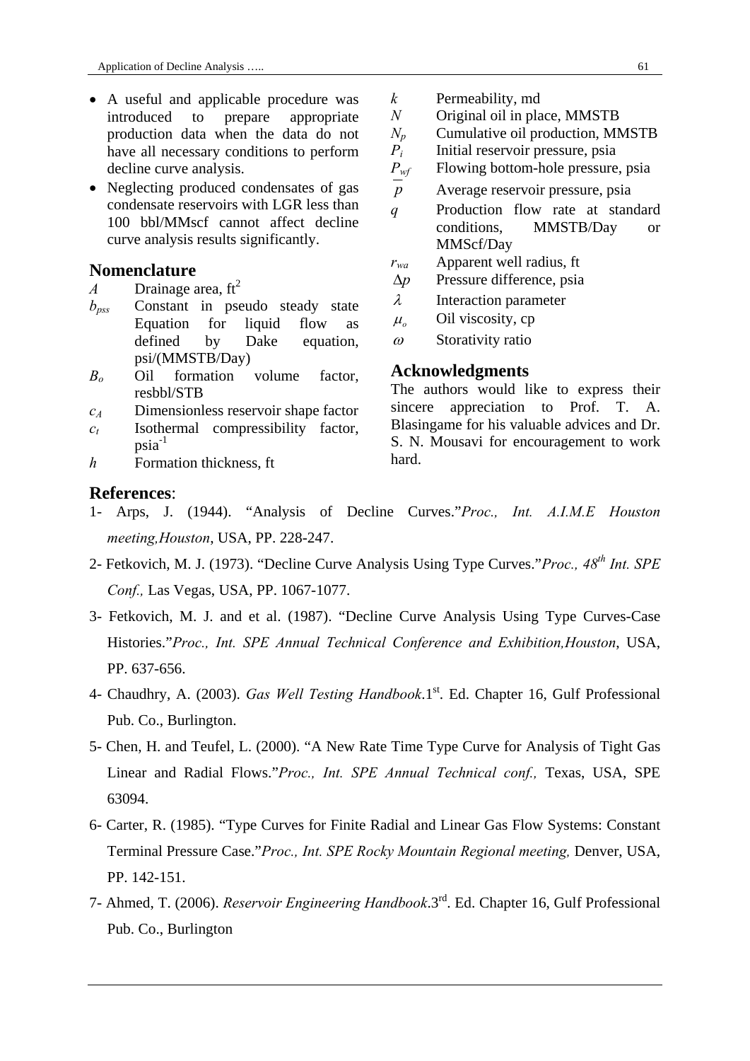- A useful and applicable procedure was introduced to prepare appropriate production data when the data do not have all necessary conditions to perform decline curve analysis.
- Neglecting produced condensates of gas condensate reservoirs with LGR less than 100 bbl/MMscf cannot affect decline curve analysis results significantly.

## Nomenclature

$A$ Drainage area, $ft^2$

$b_{pss}$ Constant in pseudo steady state Equation for liquid flow as defined by Dake equation, psi/(MMSTB/Day)

$B_o$ Oil formation volume factor, resbbl/STB

$c_A$ Dimensionless reservoir shape factor

$c_t$ Isothermal compressibility factor, $psia^{-1}$

$h$ Formation thickness, ft

$k$ Permeability, md

$N$ Original oil in place, MMSTB

$N_p$ Cumulative oil production, MMSTB

$P_i$ Initial reservoir pressure, psia

$P_{wf}$ Flowing bottom-hole pressure, psia

$\overline{p}$ Average reservoir pressure, psia

$q$ Production flow rate at standard conditions, MMSTB/Day or MMScf/Day

$r_{wa}$ Apparent well radius, ft

$\Delta p$ Pressure difference, psia

$\lambda$ Interaction parameter

$\mu_o$ Oil viscosity, cp

$\omega$ Storativity ratio

## Acknowledgments

The authors would like to express their sincere appreciation to Prof. T. A. Blasingame for his valuable advices and Dr. S. N. Mousavi for encouragement to work hard.

## References:

1- Arps, J. (1944). "Analysis of Decline Curves."*Proc., Int. A.I.M.E Houston meeting,Houston*, USA, PP. 228-247.

2- Fetkovich, M. J. (1973). "Decline Curve Analysis Using Type Curves."*Proc., 48th Int. SPE Conf.,* Las Vegas, USA, PP. 1067-1077.

3- Fetkovich, M. J. and et al. (1987). "Decline Curve Analysis Using Type Curves-Case Histories."*Proc., Int. SPE Annual Technical Conference and Exhibition,Houston*, USA, PP. 637-656.

4- Chaudhry, A. (2003). *Gas Well Testing Handbook*.1st. Ed. Chapter 16, Gulf Professional Pub. Co., Burlington.

5- Chen, H. and Teufel, L. (2000). "A New Rate Time Type Curve for Analysis of Tight Gas Linear and Radial Flows."*Proc., Int. SPE Annual Technical conf.,* Texas, USA, SPE 63094.

6- Carter, R. (1985). "Type Curves for Finite Radial and Linear Gas Flow Systems: Constant Terminal Pressure Case."*Proc., Int. SPE Rocky Mountain Regional meeting,* Denver, USA, PP. 142-151.

7- Ahmed, T. (2006). *Reservoir Engineering Handbook*.3rd. Ed. Chapter 16, Gulf Professional Pub. Co., Burlington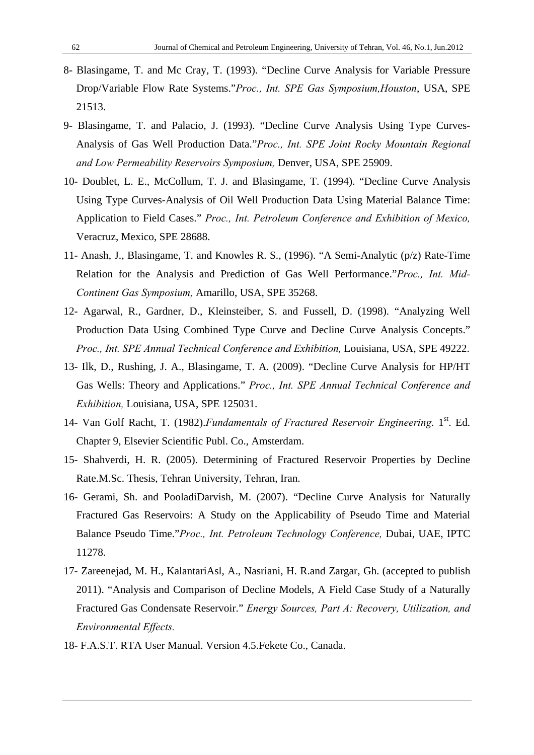8- Blasingame, T. and Mc Cray, T. (1993). "Decline Curve Analysis for Variable Pressure Drop/Variable Flow Rate Systems."*Proc., Int. SPE Gas Symposium,Houston*, USA, SPE 21513.

9- Blasingame, T. and Palacio, J. (1993). "Decline Curve Analysis Using Type Curves-Analysis of Gas Well Production Data."*Proc., Int. SPE Joint Rocky Mountain Regional and Low Permeability Reservoirs Symposium,* Denver, USA, SPE 25909.

10- Doublet, L. E., McCollum, T. J. and Blasingame, T. (1994). "Decline Curve Analysis Using Type Curves-Analysis of Oil Well Production Data Using Material Balance Time: Application to Field Cases." *Proc., Int. Petroleum Conference and Exhibition of Mexico,* Veracruz, Mexico, SPE 28688.

11- Anash, J., Blasingame, T. and Knowles R. S., (1996). "A Semi-Analytic (p/z) Rate-Time Relation for the Analysis and Prediction of Gas Well Performance."*Proc., Int. Mid-Continent Gas Symposium,* Amarillo, USA, SPE 35268.

12- Agarwal, R., Gardner, D., Kleinsteiber, S. and Fussell, D. (1998). "Analyzing Well Production Data Using Combined Type Curve and Decline Curve Analysis Concepts." *Proc., Int. SPE Annual Technical Conference and Exhibition,* Louisiana, USA, SPE 49222.

13- Ilk, D., Rushing, J. A., Blasingame, T. A. (2009). "Decline Curve Analysis for HP/HT Gas Wells: Theory and Applications." *Proc., Int. SPE Annual Technical Conference and Exhibition,* Louisiana, USA, SPE 125031.

14- Van Golf Racht, T. (1982).*Fundamentals of Fractured Reservoir Engineering*. 1st. Ed. Chapter 9, Elsevier Scientific Publ. Co., Amsterdam.

15- Shahverdi, H. R. (2005). Determining of Fractured Reservoir Properties by Decline Rate.M.Sc. Thesis, Tehran University, Tehran, Iran.

16- Gerami, Sh. and PooladiDarvish, M. (2007). "Decline Curve Analysis for Naturally Fractured Gas Reservoirs: A Study on the Applicability of Pseudo Time and Material Balance Pseudo Time."*Proc., Int. Petroleum Technology Conference,* Dubai, UAE, IPTC 11278.

17- Zareenejad, M. H., KalantariAsl, A., Nasriani, H. R.and Zargar, Gh. (accepted to publish 2011). "Analysis and Comparison of Decline Models, A Field Case Study of a Naturally Fractured Gas Condensate Reservoir." *Energy Sources, Part A: Recovery, Utilization, and Environmental Effects.*

18- F.A.S.T. RTA User Manual. Version 4.5.Fekete Co., Canada.